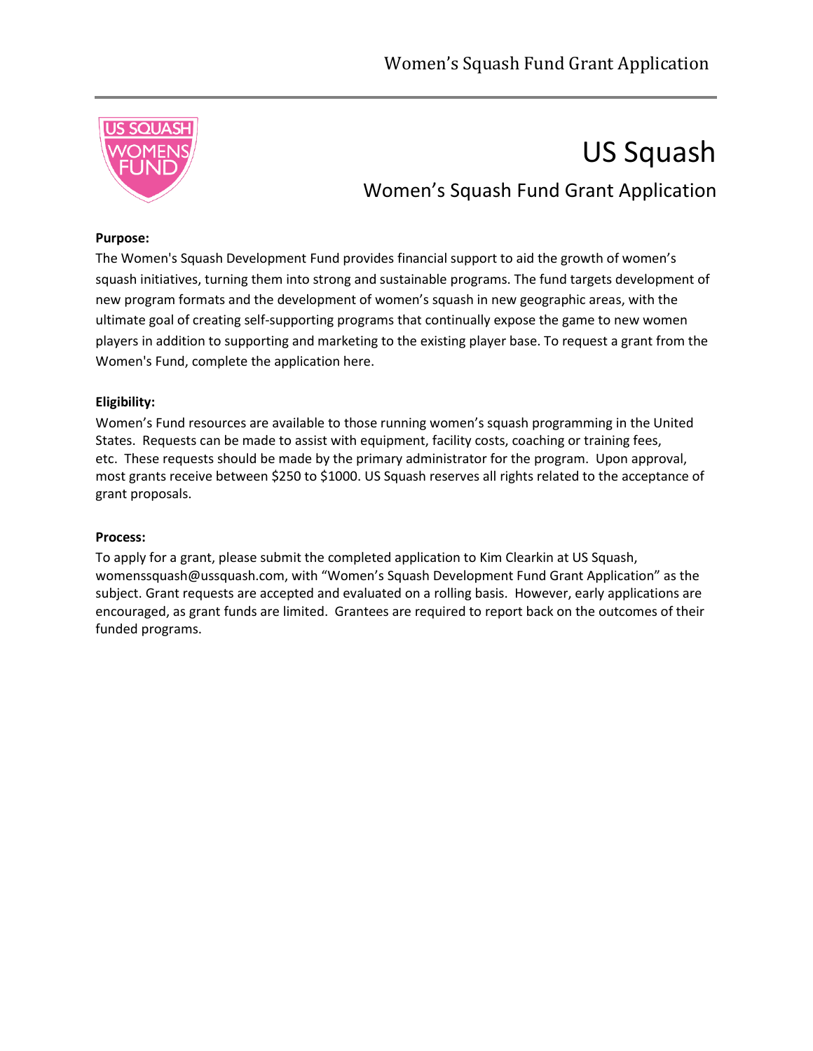# US Squash

## Women's Squash Fund Grant Application

**Purpose:**

The Women's Squash Development Fund provides financial support to aid the growth of women's squash initiatives, turning them into strong and sustainable programs. The fund targets development of new program formats and the development of women's squash in new geographic areas, with the ultimate goal of creating self-supporting programs that continually expose the game to new women players in addition to supporting and marketing to the existing player base. To request a grant from the Women's Fund, complete the application here.

**Eligibility:**

Women's Fund resources are available to those running women's squash programming in the United States. Requests can be made to assist with equipment, facility costs, coaching or training fees, etc. These requests should be made by the primary administrator for the program. Upon approval, most grants receive between $250 to $1000. US Squash reserves all rights related to the acceptance of grant proposals.

**Process:**

To apply for a grant, please submit the completed application to Kim Clearkin at US Squash, womenssquash@ussquash.com, with "Women's Squash Development Fund Grant Application" as the subject. Grant requests are accepted and evaluated on a rolling basis. However, early applications are encouraged, as grant funds are limited. Grantees are required to report back on the outcomes of their funded programs.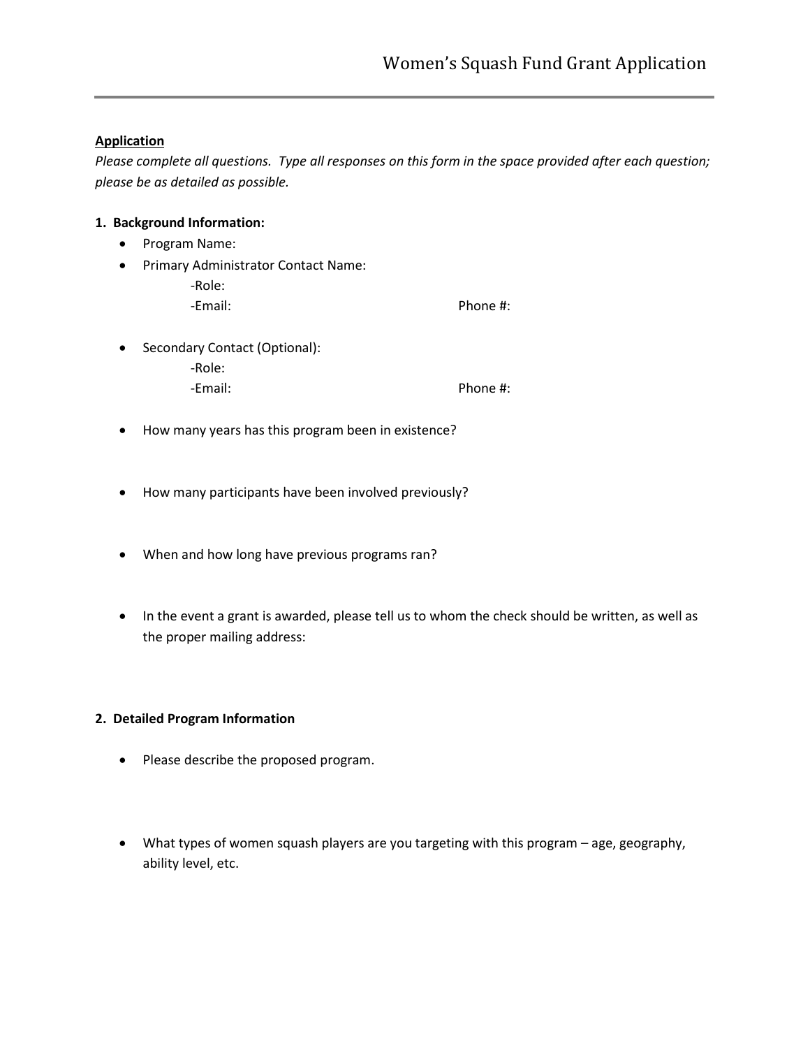# Women's Squash Fund Grant Application

**Application**

*Please complete all questions. Type all responses on this form in the space provided after each question; please be as detailed as possible.*

**1. Background Information:**

- Program Name:
- Primary Administrator Contact Name:
  - -Role:
  - -Email: Phone #:
- Secondary Contact (Optional):
  - -Role:
  - -Email: Phone #:
- How many years has this program been in existence?
- How many participants have been involved previously?
- When and how long have previous programs ran?
- In the event a grant is awarded, please tell us to whom the check should be written, as well as the proper mailing address:

**2. Detailed Program Information**

- Please describe the proposed program.
- What types of women squash players are you targeting with this program – age, geography, ability level, etc.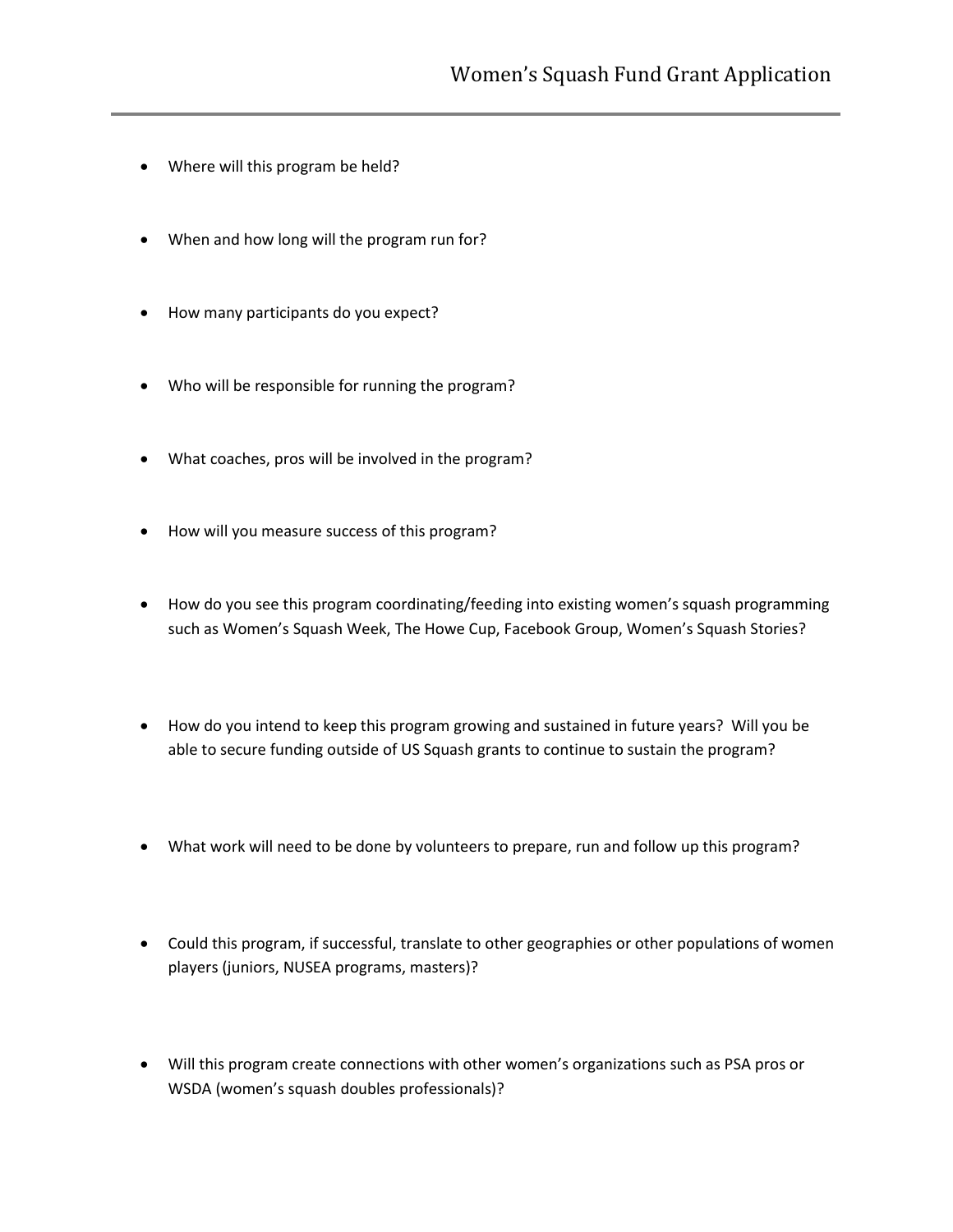- Where will this program be held?
- When and how long will the program run for?
- How many participants do you expect?
- Who will be responsible for running the program?
- What coaches, pros will be involved in the program?
- How will you measure success of this program?
- How do you see this program coordinating/feeding into existing women's squash programming such as Women's Squash Week, The Howe Cup, Facebook Group, Women's Squash Stories?
- How do you intend to keep this program growing and sustained in future years? Will you be able to secure funding outside of US Squash grants to continue to sustain the program?
- What work will need to be done by volunteers to prepare, run and follow up this program?
- Could this program, if successful, translate to other geographies or other populations of women players (juniors, NUSEA programs, masters)?
- Will this program create connections with other women's organizations such as PSA pros or WSDA (women's squash doubles professionals)?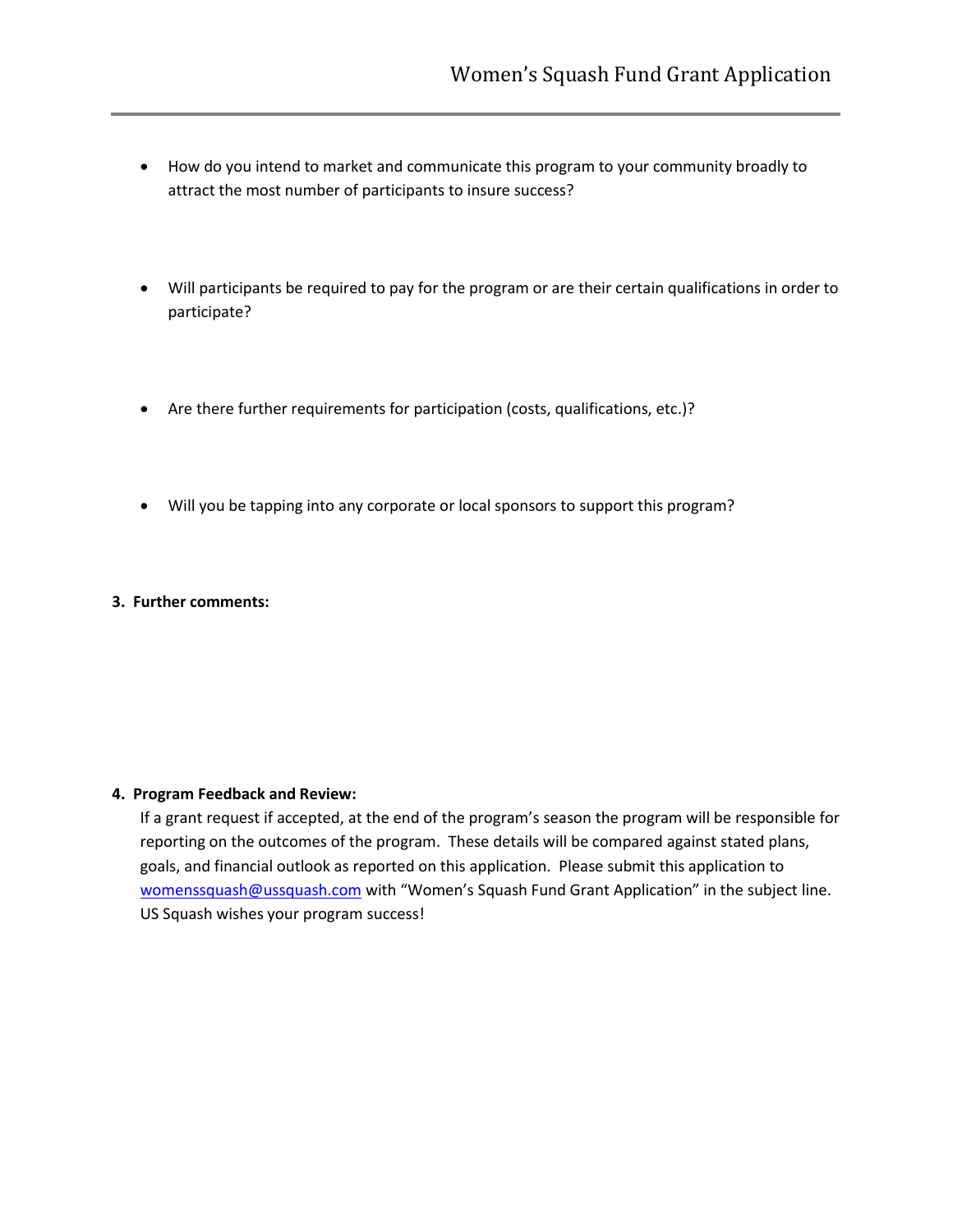- How do you intend to market and communicate this program to your community broadly to attract the most number of participants to insure success?

- Will participants be required to pay for the program or are their certain qualifications in order to participate?

- Are there further requirements for participation (costs, qualifications, etc.)?

- Will you be tapping into any corporate or local sponsors to support this program?

**3. Further comments:**

**4. Program Feedback and Review:**

If a grant request if accepted, at the end of the program's season the program will be responsible for reporting on the outcomes of the program. These details will be compared against stated plans, goals, and financial outlook as reported on this application. Please submit this application to womenssquash@ussquash.com with "Women's Squash Fund Grant Application" in the subject line. US Squash wishes your program success!